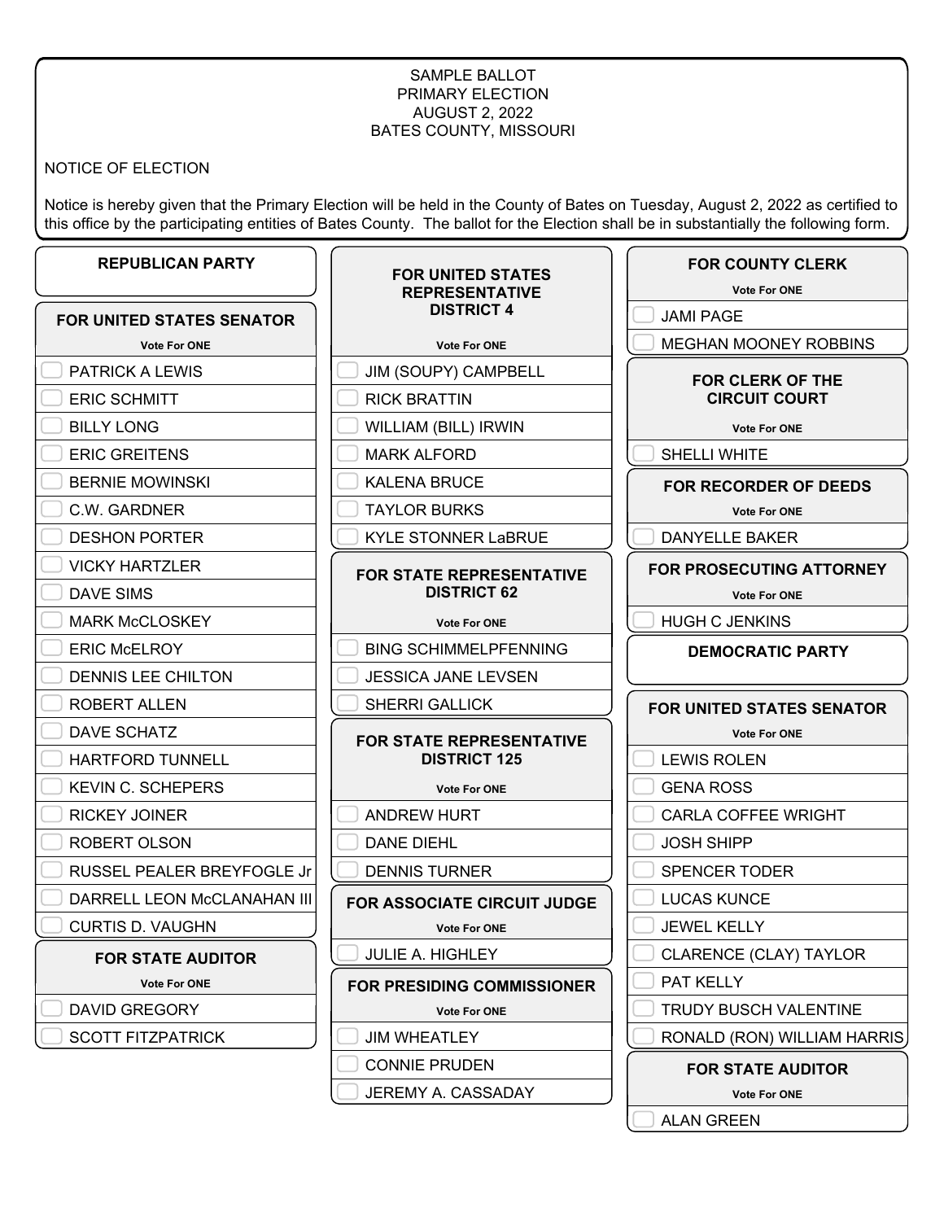SAMPLE BALLOT
PRIMARY ELECTION
AUGUST 2, 2022
BATES COUNTY, MISSOURI

NOTICE OF ELECTION

Notice is hereby given that the Primary Election will be held in the County of Bates on Tuesday, August 2, 2022 as certified to this office by the participating entities of Bates County. The ballot for the Election shall be in substantially the following form.

## REPUBLICAN PARTY

### FOR UNITED STATES SENATOR

Vote For ONE

- PATRICK A LEWIS
- ERIC SCHMITT
- BILLY LONG
- ERIC GREITENS
- BERNIE MOWINSKI
- C.W. GARDNER
- DESHON PORTER
- VICKY HARTZLER
- DAVE SIMS
- MARK McCLOSKEY
- ERIC McELROY
- DENNIS LEE CHILTON
- ROBERT ALLEN
- DAVE SCHATZ
- HARTFORD TUNNELL
- KEVIN C. SCHEPERS
- RICKEY JOINER
- ROBERT OLSON
- RUSSEL PEALER BREYFOGLE Jr
- DARRELL LEON McCLANAHAN III
- CURTIS D. VAUGHN

### FOR STATE AUDITOR

Vote For ONE

- DAVID GREGORY
- SCOTT FITZPATRICK

### FOR UNITED STATES REPRESENTATIVE DISTRICT 4

Vote For ONE

- JIM (SOUPY) CAMPBELL
- RICK BRATTIN
- WILLIAM (BILL) IRWIN
- MARK ALFORD
- KALENA BRUCE
- TAYLOR BURKS
- KYLE STONNER LaBRUE

### FOR STATE REPRESENTATIVE DISTRICT 62

Vote For ONE

- BING SCHIMMELPFENNING
- JESSICA JANE LEVSEN
- SHERRI GALLICK

### FOR STATE REPRESENTATIVE DISTRICT 125

Vote For ONE

- ANDREW HURT
- DANE DIEHL
- DENNIS TURNER

### FOR ASSOCIATE CIRCUIT JUDGE

Vote For ONE

- JULIE A. HIGHLEY

### FOR PRESIDING COMMISSIONER

Vote For ONE

- JIM WHEATLEY
- CONNIE PRUDEN
- JEREMY A. CASSADAY

### FOR COUNTY CLERK

Vote For ONE

- JAMI PAGE
- MEGHAN MOONEY ROBBINS

### FOR CLERK OF THE CIRCUIT COURT

Vote For ONE

- SHELLI WHITE

### FOR RECORDER OF DEEDS

Vote For ONE

- DANYELLE BAKER

### FOR PROSECUTING ATTORNEY

Vote For ONE

- HUGH C JENKINS

## DEMOCRATIC PARTY

### FOR UNITED STATES SENATOR

Vote For ONE

- LEWIS ROLEN
- GENA ROSS
- CARLA COFFEE WRIGHT
- JOSH SHIPP
- SPENCER TODER
- LUCAS KUNCE
- JEWEL KELLY
- CLARENCE (CLAY) TAYLOR
- PAT KELLY
- TRUDY BUSCH VALENTINE
- RONALD (RON) WILLIAM HARRIS

### FOR STATE AUDITOR

Vote For ONE

- ALAN GREEN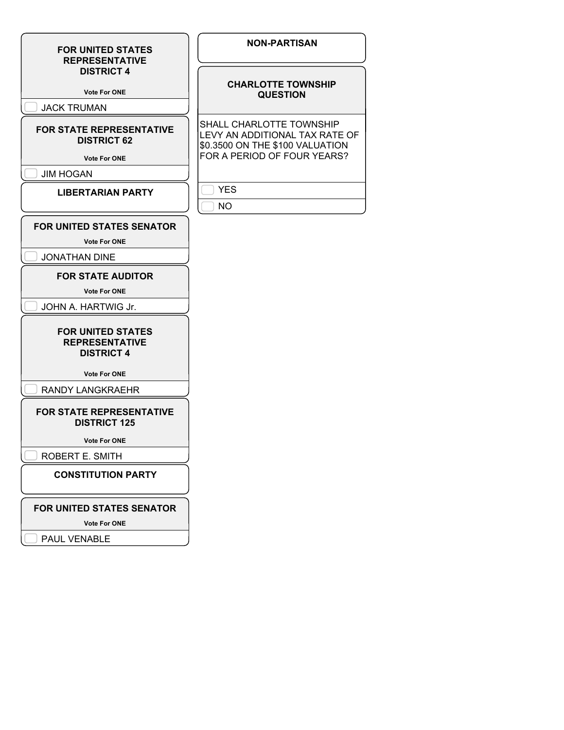**FOR UNITED STATES REPRESENTATIVE DISTRICT 4**

Vote For ONE

- [ ] JACK TRUMAN

**FOR STATE REPRESENTATIVE DISTRICT 62**

Vote For ONE

- [ ] JIM HOGAN

## LIBERTARIAN PARTY

**FOR UNITED STATES SENATOR**

Vote For ONE

- [ ] JONATHAN DINE

**FOR STATE AUDITOR**

Vote For ONE

- [ ] JOHN A. HARTWIG Jr.

**FOR UNITED STATES REPRESENTATIVE DISTRICT 4**

Vote For ONE

- [ ] RANDY LANGKRAEHR

**FOR STATE REPRESENTATIVE DISTRICT 125**

Vote For ONE

- [ ] ROBERT E. SMITH

## CONSTITUTION PARTY

**FOR UNITED STATES SENATOR**

Vote For ONE

- [ ] PAUL VENABLE

## NON-PARTISAN

**CHARLOTTE TOWNSHIP QUESTION**

SHALL CHARLOTTE TOWNSHIP LEVY AN ADDITIONAL TAX RATE OF $0.3500 ON THE $100 VALUATION FOR A PERIOD OF FOUR YEARS?

- [ ] YES
- [ ] NO